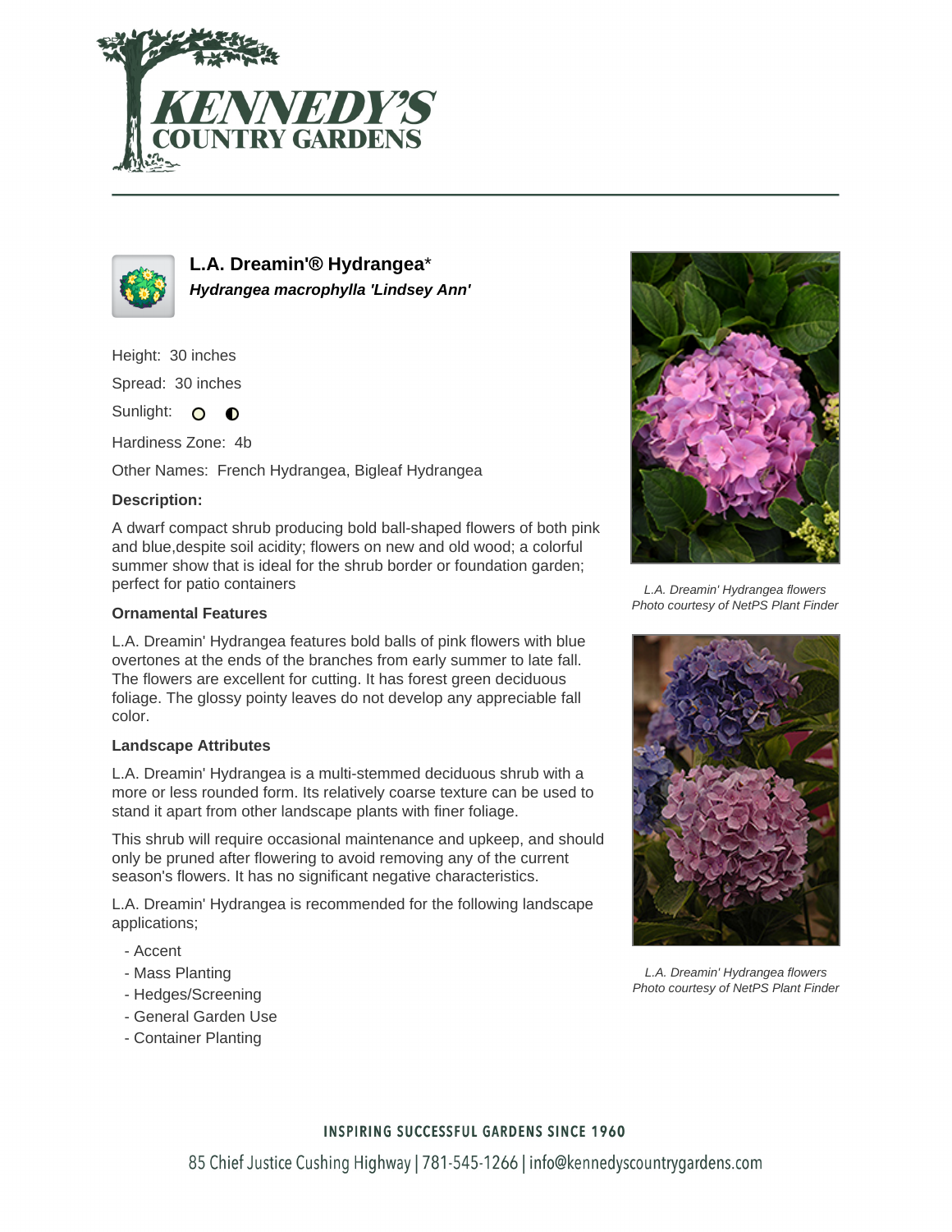# L.A. Dreamin'® Hydrangea*

***Hydrangea macrophylla 'Lindsey Ann'***

Height: 30 inches

Spread: 30 inches

Sunlight:

Hardiness Zone: 4b

Other Names: French Hydrangea, Bigleaf Hydrangea

**Description:**

A dwarf compact shrub producing bold ball-shaped flowers of both pink and blue,despite soil acidity; flowers on new and old wood; a colorful summer show that is ideal for the shrub border or foundation garden; perfect for patio containers

*L.A. Dreamin' Hydrangea flowers*
*Photo courtesy of NetPS Plant Finder*

### Ornamental Features

L.A. Dreamin' Hydrangea features bold balls of pink flowers with blue overtones at the ends of the branches from early summer to late fall. The flowers are excellent for cutting. It has forest green deciduous foliage. The glossy pointy leaves do not develop any appreciable fall color.

### Landscape Attributes

L.A. Dreamin' Hydrangea is a multi-stemmed deciduous shrub with a more or less rounded form. Its relatively coarse texture can be used to stand it apart from other landscape plants with finer foliage.

This shrub will require occasional maintenance and upkeep, and should only be pruned after flowering to avoid removing any of the current season's flowers. It has no significant negative characteristics.

L.A. Dreamin' Hydrangea is recommended for the following landscape applications;

- Accent
- Mass Planting
- Hedges/Screening
- General Garden Use
- Container Planting

*L.A. Dreamin' Hydrangea flowers*
*Photo courtesy of NetPS Plant Finder*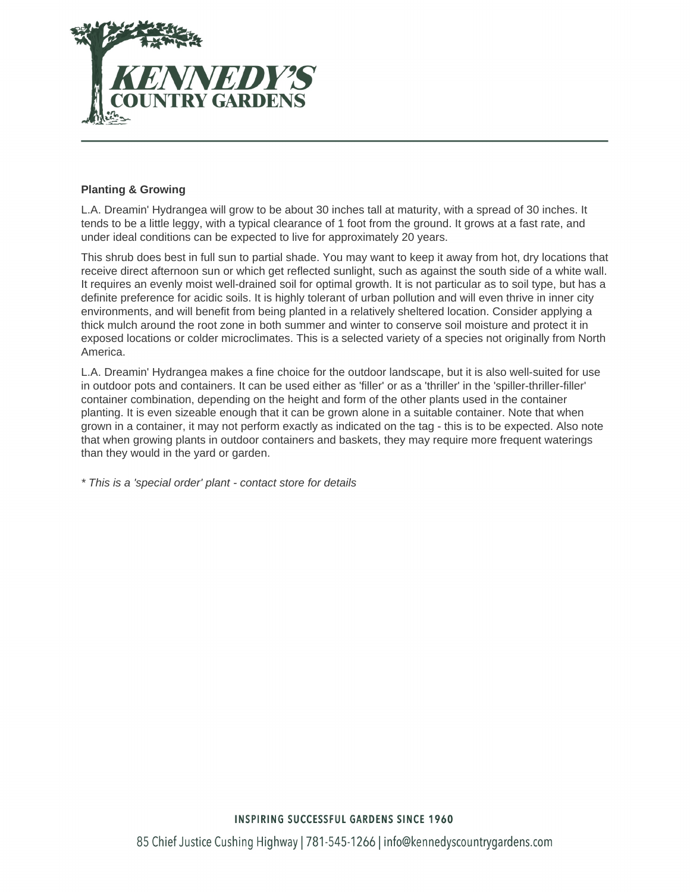**Planting & Growing**

L.A. Dreamin' Hydrangea will grow to be about 30 inches tall at maturity, with a spread of 30 inches. It tends to be a little leggy, with a typical clearance of 1 foot from the ground. It grows at a fast rate, and under ideal conditions can be expected to live for approximately 20 years.

This shrub does best in full sun to partial shade. You may want to keep it away from hot, dry locations that receive direct afternoon sun or which get reflected sunlight, such as against the south side of a white wall. It requires an evenly moist well-drained soil for optimal growth. It is not particular as to soil type, but has a definite preference for acidic soils. It is highly tolerant of urban pollution and will even thrive in inner city environments, and will benefit from being planted in a relatively sheltered location. Consider applying a thick mulch around the root zone in both summer and winter to conserve soil moisture and protect it in exposed locations or colder microclimates. This is a selected variety of a species not originally from North America.

L.A. Dreamin' Hydrangea makes a fine choice for the outdoor landscape, but it is also well-suited for use in outdoor pots and containers. It can be used either as 'filler' or as a 'thriller' in the 'spiller-thriller-filler' container combination, depending on the height and form of the other plants used in the container planting. It is even sizeable enough that it can be grown alone in a suitable container. Note that when grown in a container, it may not perform exactly as indicated on the tag - this is to be expected. Also note that when growing plants in outdoor containers and baskets, they may require more frequent waterings than they would in the yard or garden.

*\* This is a 'special order' plant - contact store for details*